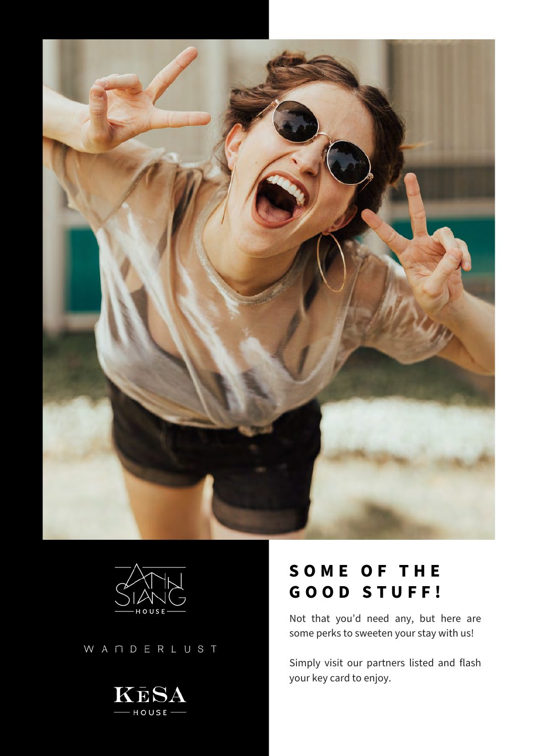ANN SIANG HOUSE

WANDERLUST

KĒSA HOUSE

## SOME OF THE GOOD STUFF!

Not that you'd need any, but here are some perks to sweeten your stay with us!

Simply visit our partners listed and flash your key card to enjoy.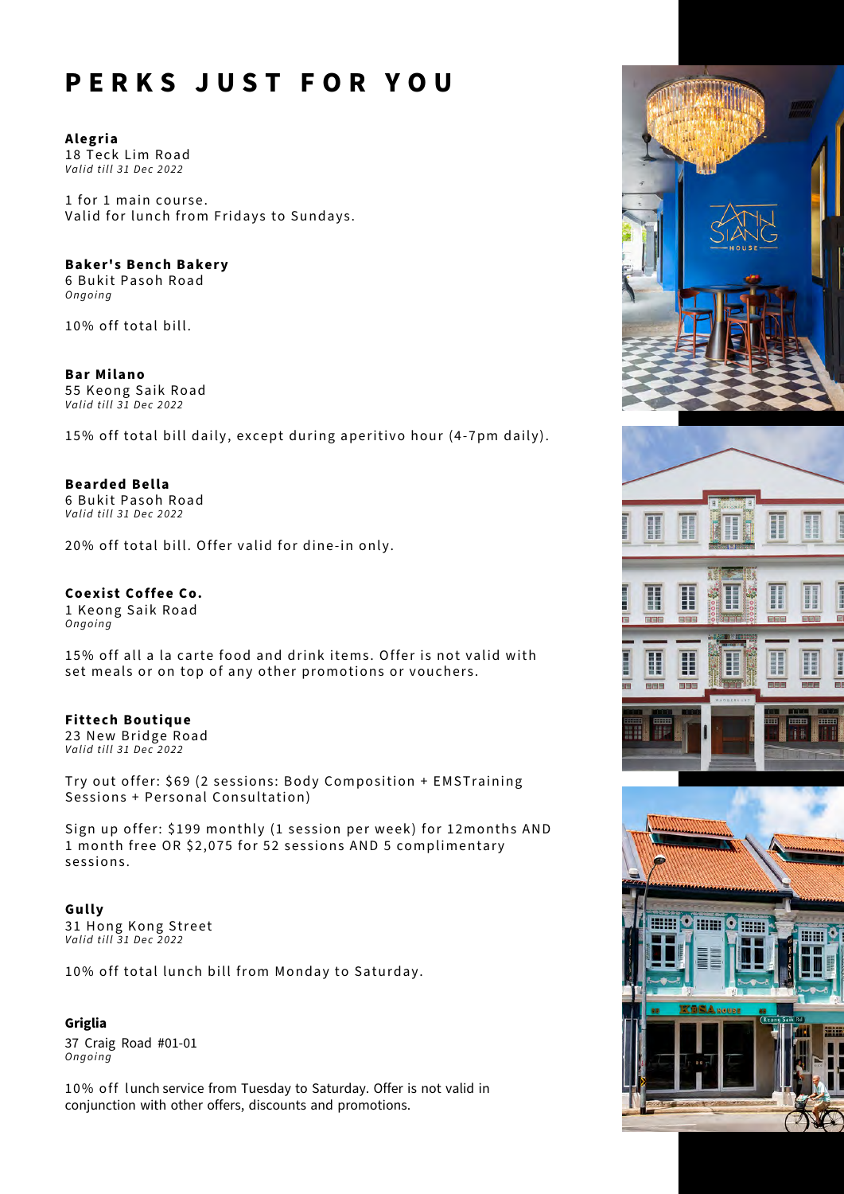# PERKS JUST FOR YOU

**Alegria**
18 Teck Lim Road
*Valid till 31 Dec 2022*

1 for 1 main course.
Valid for lunch from Fridays to Sundays.

**Baker's Bench Bakery**
6 Bukit Pasoh Road
*Ongoing*

10% off total bill.

**Bar Milano**
55 Keong Saik Road
*Valid till 31 Dec 2022*

15% off total bill daily, except during aperitivo hour (4-7pm daily).

**Bearded Bella**
6 Bukit Pasoh Road
*Valid till 31 Dec 2022*

20% off total bill. Offer valid for dine-in only.

**Coexist Coffee Co.**
1 Keong Saik Road
*Ongoing*

15% off all a la carte food and drink items. Offer is not valid with set meals or on top of any other promotions or vouchers.

**Fittech Boutique**
23 New Bridge Road
*Valid till 31 Dec 2022*

Try out offer: $69 (2 sessions: Body Composition + EMSTraining Sessions + Personal Consultation)

Sign up offer: $199 monthly (1 session per week) for 12months AND 1 month free OR $2,075 for 52 sessions AND 5 complimentary sessions.

**Gully**
31 Hong Kong Street
*Valid till 31 Dec 2022*

10% off total lunch bill from Monday to Saturday.

**Griglia**
37 Craig Road #01-01
*Ongoing*

10% off lunch service from Tuesday to Saturday. Offer is not valid in conjunction with other offers, discounts and promotions.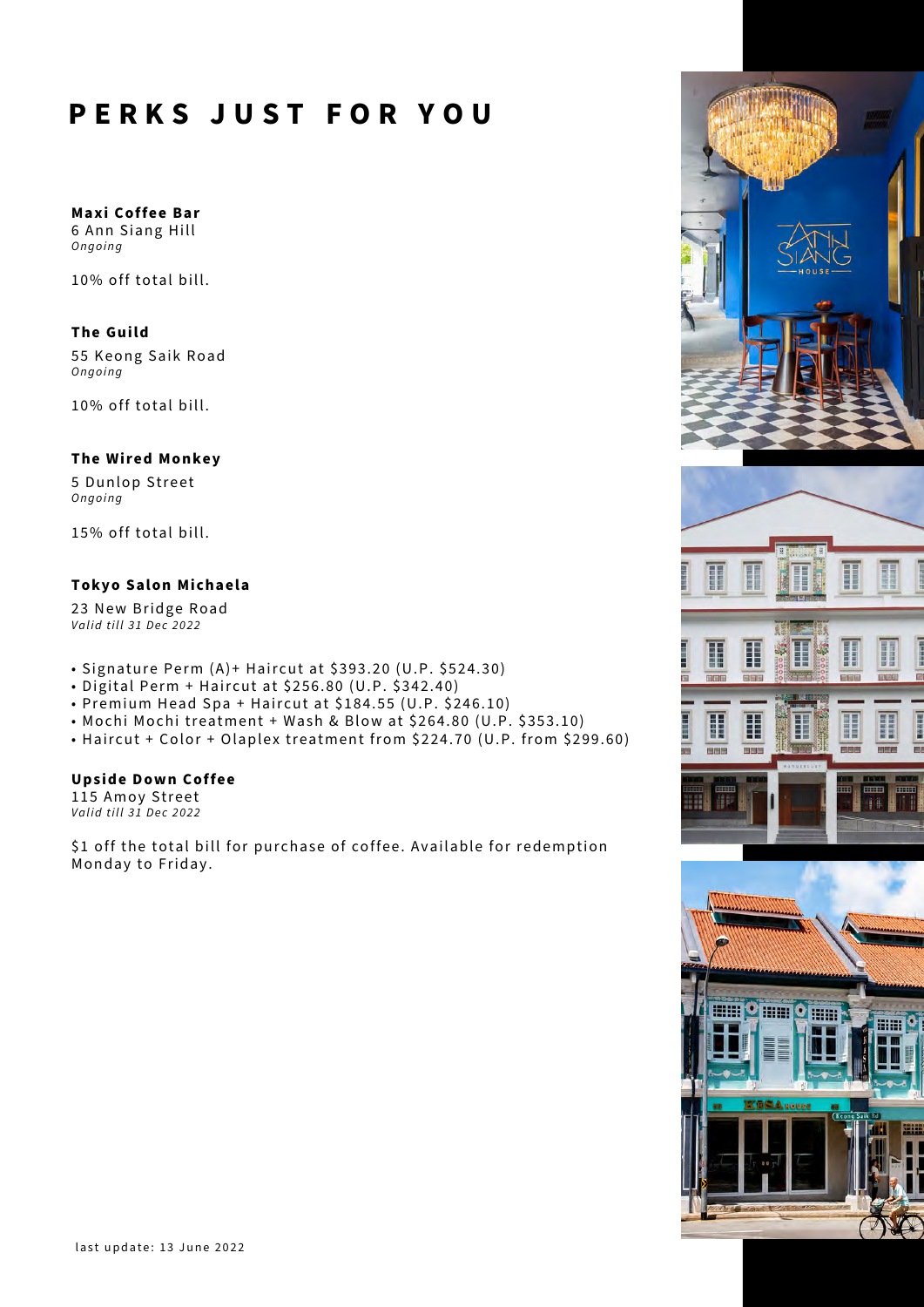# PERKS JUST FOR YOU

**Maxi Coffee Bar**
6 Ann Siang Hill
*Ongoing*

10% off total bill.

**The Guild**
55 Keong Saik Road
*Ongoing*

10% off total bill.

**The Wired Monkey**
5 Dunlop Street
*Ongoing*

15% off total bill.

**Tokyo Salon Michaela**
23 New Bridge Road
*Valid till 31 Dec 2022*

- Signature Perm (A)+ Haircut at $393.20 (U.P. $524.30)
- Digital Perm + Haircut at $256.80 (U.P. $342.40)
- Premium Head Spa + Haircut at $184.55 (U.P. $246.10)
- Mochi Mochi treatment + Wash & Blow at $264.80 (U.P. $353.10)
- Haircut + Color + Olaplex treatment from $224.70 (U.P. from $299.60)

**Upside Down Coffee**
115 Amoy Street
*Valid till 31 Dec 2022*

$1 off the total bill for purchase of coffee. Available for redemption Monday to Friday.

last update: 13 June 2022